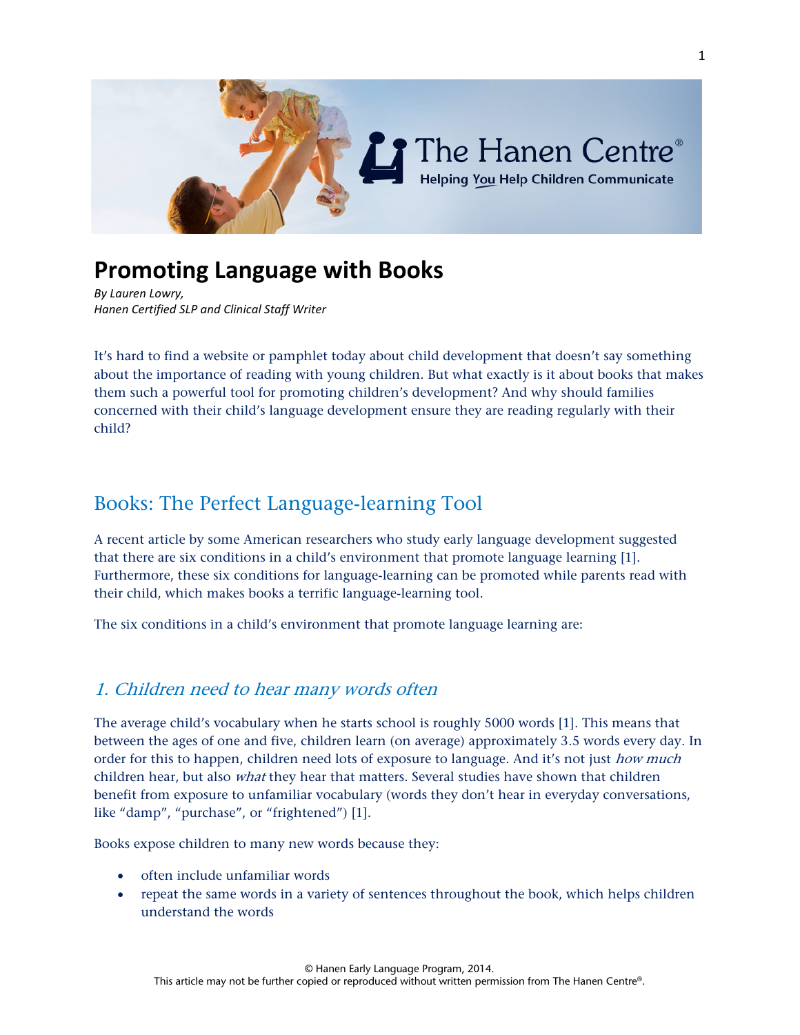# Promoting Language with Books

*By Lauren Lowry,*
*Hanen Certified SLP and Clinical Staff Writer*

It's hard to find a website or pamphlet today about child development that doesn't say something about the importance of reading with young children. But what exactly is it about books that makes them such a powerful tool for promoting children's development? And why should families concerned with their child's language development ensure they are reading regularly with their child?

## Books: The Perfect Language-learning Tool

A recent article by some American researchers who study early language development suggested that there are six conditions in a child's environment that promote language learning [1]. Furthermore, these six conditions for language-learning can be promoted while parents read with their child, which makes books a terrific language-learning tool.

The six conditions in a child's environment that promote language learning are:

### *1. Children need to hear many words often*

The average child's vocabulary when he starts school is roughly 5000 words [1]. This means that between the ages of one and five, children learn (on average) approximately 3.5 words every day. In order for this to happen, children need lots of exposure to language. And it's not just *how much* children hear, but also *what* they hear that matters. Several studies have shown that children benefit from exposure to unfamiliar vocabulary (words they don't hear in everyday conversations, like "damp", "purchase", or "frightened") [1].

Books expose children to many new words because they:

- often include unfamiliar words
- repeat the same words in a variety of sentences throughout the book, which helps children understand the words

© Hanen Early Language Program, 2014.
This article may not be further copied or reproduced without written permission from The Hanen Centre®.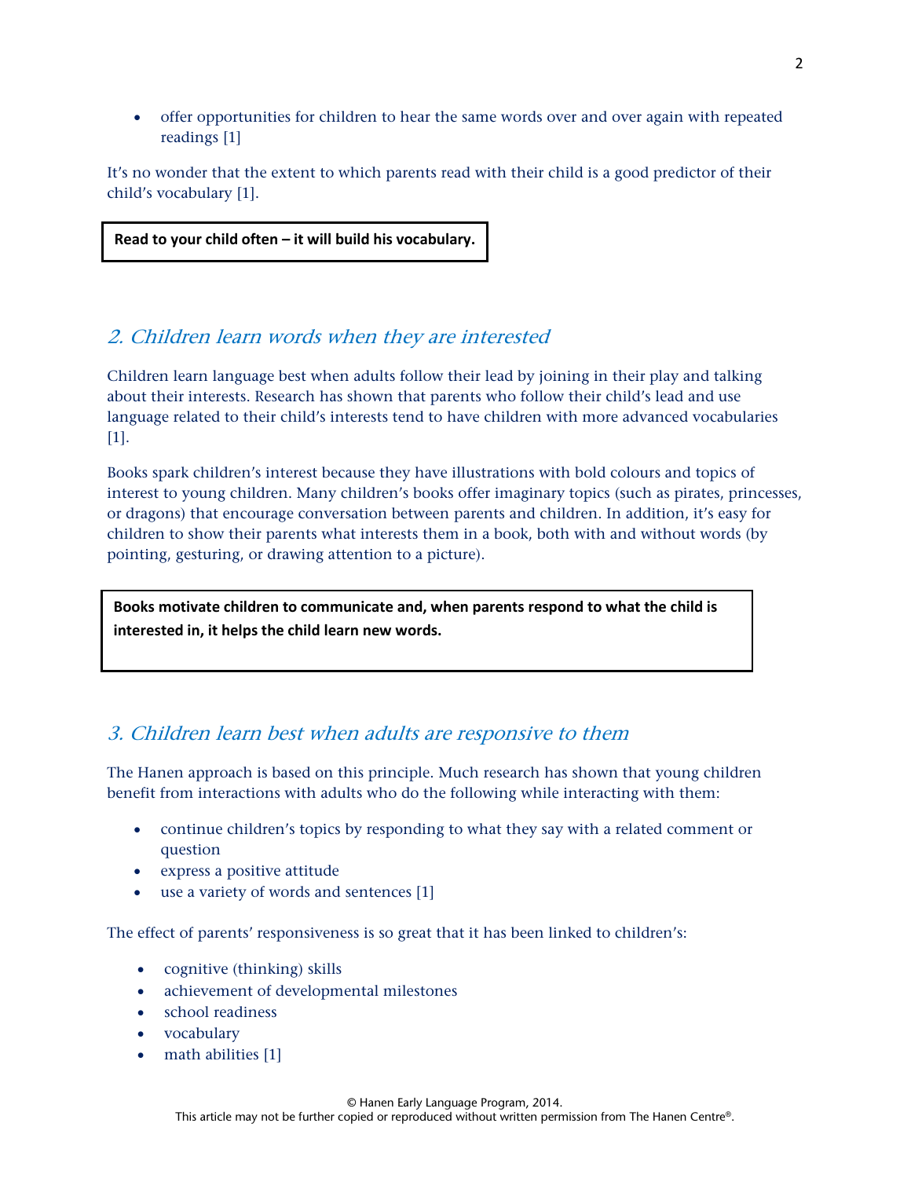- offer opportunities for children to hear the same words over and over again with repeated readings [1]

It's no wonder that the extent to which parents read with their child is a good predictor of their child's vocabulary [1].

**Read to your child often – it will build his vocabulary.**

## *2. Children learn words when they are interested*

Children learn language best when adults follow their lead by joining in their play and talking about their interests. Research has shown that parents who follow their child's lead and use language related to their child's interests tend to have children with more advanced vocabularies [1].

Books spark children's interest because they have illustrations with bold colours and topics of interest to young children. Many children's books offer imaginary topics (such as pirates, princesses, or dragons) that encourage conversation between parents and children. In addition, it's easy for children to show their parents what interests them in a book, both with and without words (by pointing, gesturing, or drawing attention to a picture).

**Books motivate children to communicate and, when parents respond to what the child is interested in, it helps the child learn new words.**

## *3. Children learn best when adults are responsive to them*

The Hanen approach is based on this principle. Much research has shown that young children benefit from interactions with adults who do the following while interacting with them:

- continue children's topics by responding to what they say with a related comment or question
- express a positive attitude
- use a variety of words and sentences [1]

The effect of parents' responsiveness is so great that it has been linked to children's:

- cognitive (thinking) skills
- achievement of developmental milestones
- school readiness
- vocabulary
- math abilities [1]

© Hanen Early Language Program, 2014.
This article may not be further copied or reproduced without written permission from The Hanen Centre®.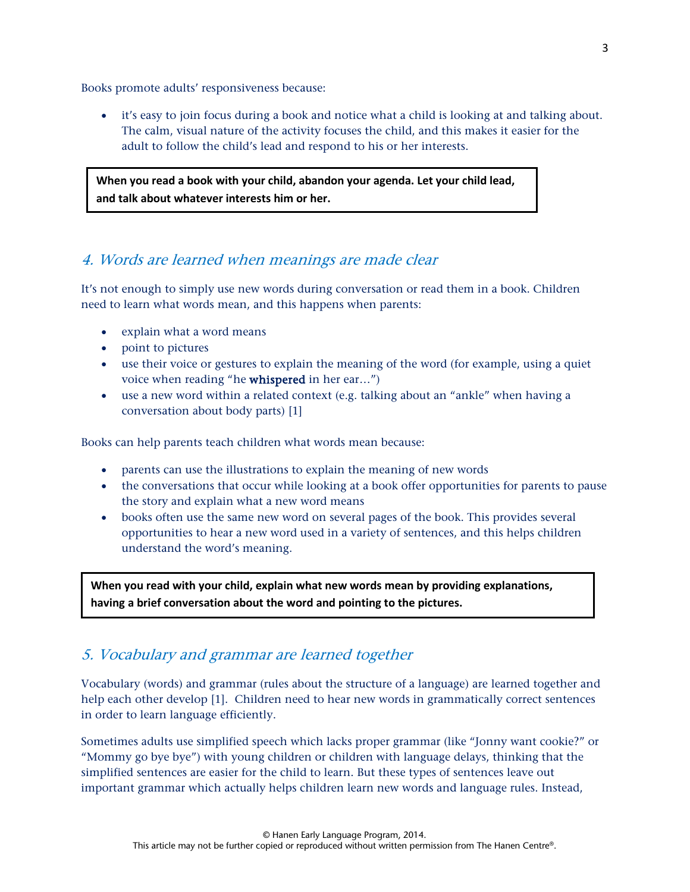Books promote adults' responsiveness because:

- it's easy to join focus during a book and notice what a child is looking at and talking about. The calm, visual nature of the activity focuses the child, and this makes it easier for the adult to follow the child's lead and respond to his or her interests.

**When you read a book with your child, abandon your agenda. Let your child lead, and talk about whatever interests him or her.**

## *4. Words are learned when meanings are made clear*

It's not enough to simply use new words during conversation or read them in a book. Children need to learn what words mean, and this happens when parents:

- explain what a word means
- point to pictures
- use their voice or gestures to explain the meaning of the word (for example, using a quiet voice when reading "he **whispered** in her ear…")
- use a new word within a related context (e.g. talking about an "ankle" when having a conversation about body parts) [1]

Books can help parents teach children what words mean because:

- parents can use the illustrations to explain the meaning of new words
- the conversations that occur while looking at a book offer opportunities for parents to pause the story and explain what a new word means
- books often use the same new word on several pages of the book. This provides several opportunities to hear a new word used in a variety of sentences, and this helps children understand the word's meaning.

**When you read with your child, explain what new words mean by providing explanations, having a brief conversation about the word and pointing to the pictures.**

## *5. Vocabulary and grammar are learned together*

Vocabulary (words) and grammar (rules about the structure of a language) are learned together and help each other develop [1]. Children need to hear new words in grammatically correct sentences in order to learn language efficiently.

Sometimes adults use simplified speech which lacks proper grammar (like "Jonny want cookie?" or "Mommy go bye bye") with young children or children with language delays, thinking that the simplified sentences are easier for the child to learn. But these types of sentences leave out important grammar which actually helps children learn new words and language rules. Instead,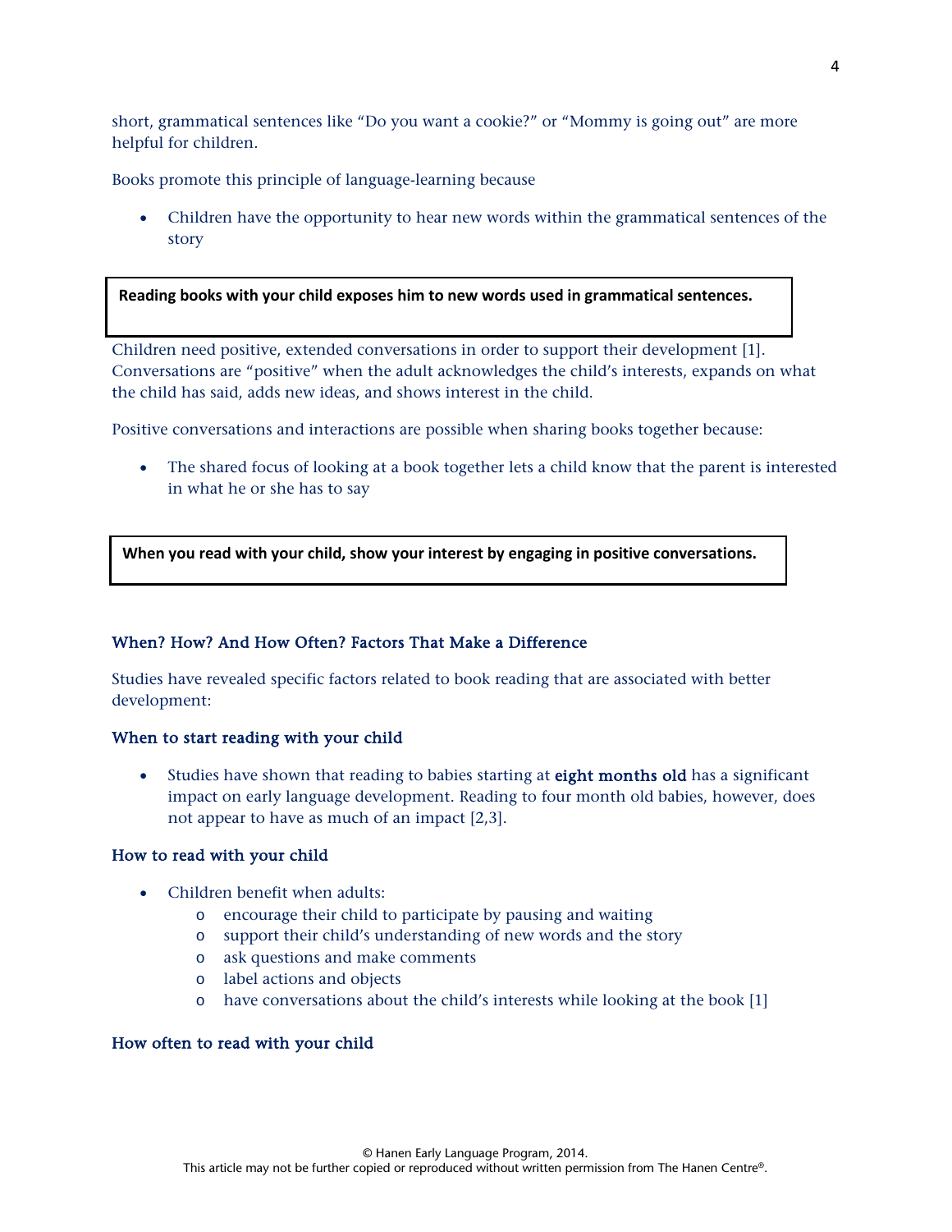short, grammatical sentences like "Do you want a cookie?" or "Mommy is going out" are more helpful for children.

Books promote this principle of language-learning because

- Children have the opportunity to hear new words within the grammatical sentences of the story

**Reading books with your child exposes him to new words used in grammatical sentences.**

Children need positive, extended conversations in order to support their development [1]. Conversations are "positive" when the adult acknowledges the child's interests, expands on what the child has said, adds new ideas, and shows interest in the child.

Positive conversations and interactions are possible when sharing books together because:

- The shared focus of looking at a book together lets a child know that the parent is interested in what he or she has to say

**When you read with your child, show your interest by engaging in positive conversations.**

## When? How? And How Often? Factors That Make a Difference

Studies have revealed specific factors related to book reading that are associated with better development:

### When to start reading with your child

- Studies have shown that reading to babies starting at **eight months old** has a significant impact on early language development. Reading to four month old babies, however, does not appear to have as much of an impact [2,3].

### How to read with your child

- Children benefit when adults:
  - encourage their child to participate by pausing and waiting
  - support their child's understanding of new words and the story
  - ask questions and make comments
  - label actions and objects
  - have conversations about the child's interests while looking at the book [1]

### How often to read with your child

© Hanen Early Language Program, 2014.
This article may not be further copied or reproduced without written permission from The Hanen Centre®.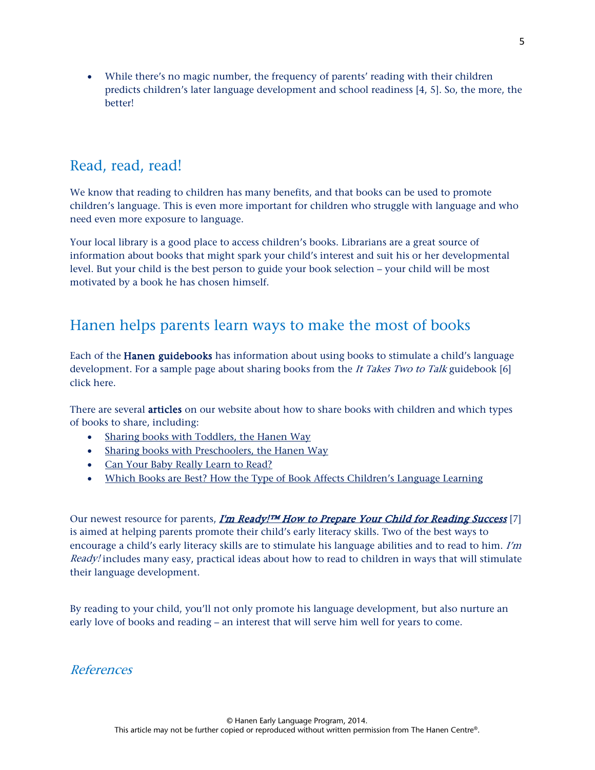- While there's no magic number, the frequency of parents' reading with their children predicts children's later language development and school readiness [4, 5]. So, the more, the better!

## Read, read, read!

We know that reading to children has many benefits, and that books can be used to promote children's language. This is even more important for children who struggle with language and who need even more exposure to language.

Your local library is a good place to access children's books. Librarians are a great source of information about books that might spark your child's interest and suit his or her developmental level. But your child is the best person to guide your book selection – your child will be most motivated by a book he has chosen himself.

## Hanen helps parents learn ways to make the most of books

Each of the **Hanen guidebooks** has information about using books to stimulate a child's language development. For a sample page about sharing books from the *It Takes Two to Talk* guidebook [6] click here.

There are several **articles** on our website about how to share books with children and which types of books to share, including:

- Sharing books with Toddlers, the Hanen Way
- Sharing books with Preschoolers, the Hanen Way
- Can Your Baby Really Learn to Read?
- Which Books are Best? How the Type of Book Affects Children's Language Learning

Our newest resource for parents, ***I'm Ready!™ How to Prepare Your Child for Reading Success*** [7] is aimed at helping parents promote their child's early literacy skills. Two of the best ways to encourage a child's early literacy skills are to stimulate his language abilities and to read to him. *I'm Ready!* includes many easy, practical ideas about how to read to children in ways that will stimulate their language development.

By reading to your child, you'll not only promote his language development, but also nurture an early love of books and reading – an interest that will serve him well for years to come.

## *References*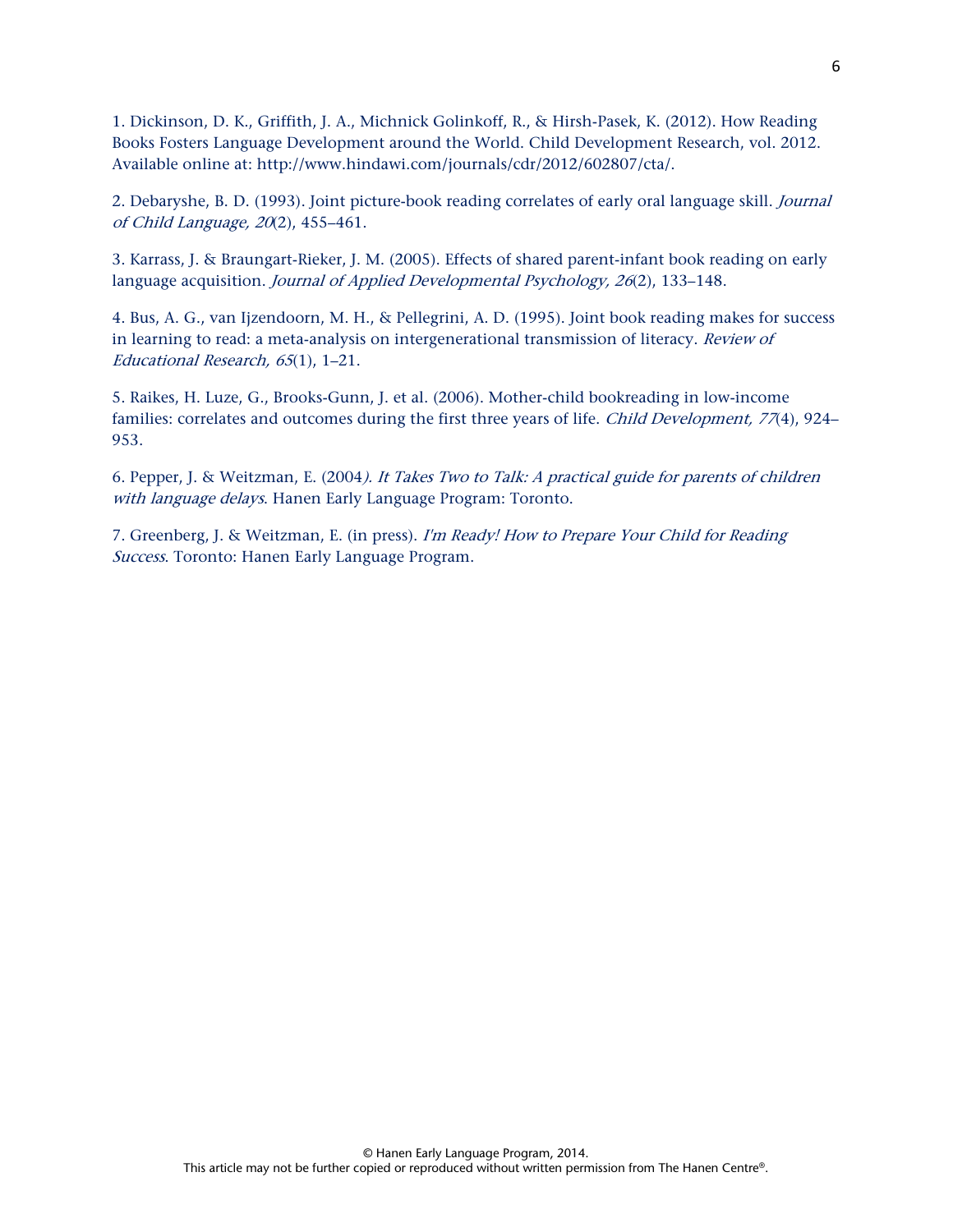1. Dickinson, D. K., Griffith, J. A., Michnick Golinkoff, R., & Hirsh-Pasek, K. (2012). How Reading Books Fosters Language Development around the World. Child Development Research, vol. 2012. Available online at: http://www.hindawi.com/journals/cdr/2012/602807/cta/.

2. Debaryshe, B. D. (1993). Joint picture-book reading correlates of early oral language skill. *Journal of Child Language, 20*(2), 455–461.

3. Karrass, J. & Braungart-Rieker, J. M. (2005). Effects of shared parent-infant book reading on early language acquisition. *Journal of Applied Developmental Psychology, 26*(2), 133–148.

4. Bus, A. G., van Ijzendoorn, M. H., & Pellegrini, A. D. (1995). Joint book reading makes for success in learning to read: a meta-analysis on intergenerational transmission of literacy. *Review of Educational Research, 65*(1), 1–21.

5. Raikes, H. Luze, G., Brooks-Gunn, J. et al. (2006). Mother-child bookreading in low-income families: correlates and outcomes during the first three years of life. *Child Development, 77*(4), 924–953.

6. Pepper, J. & Weitzman, E. (2004*). It Takes Two to Talk: A practical guide for parents of children with language delays*. Hanen Early Language Program: Toronto.

7. Greenberg, J. & Weitzman, E. (in press). *I'm Ready! How to Prepare Your Child for Reading Success*. Toronto: Hanen Early Language Program.

© Hanen Early Language Program, 2014.
This article may not be further copied or reproduced without written permission from The Hanen Centre®.